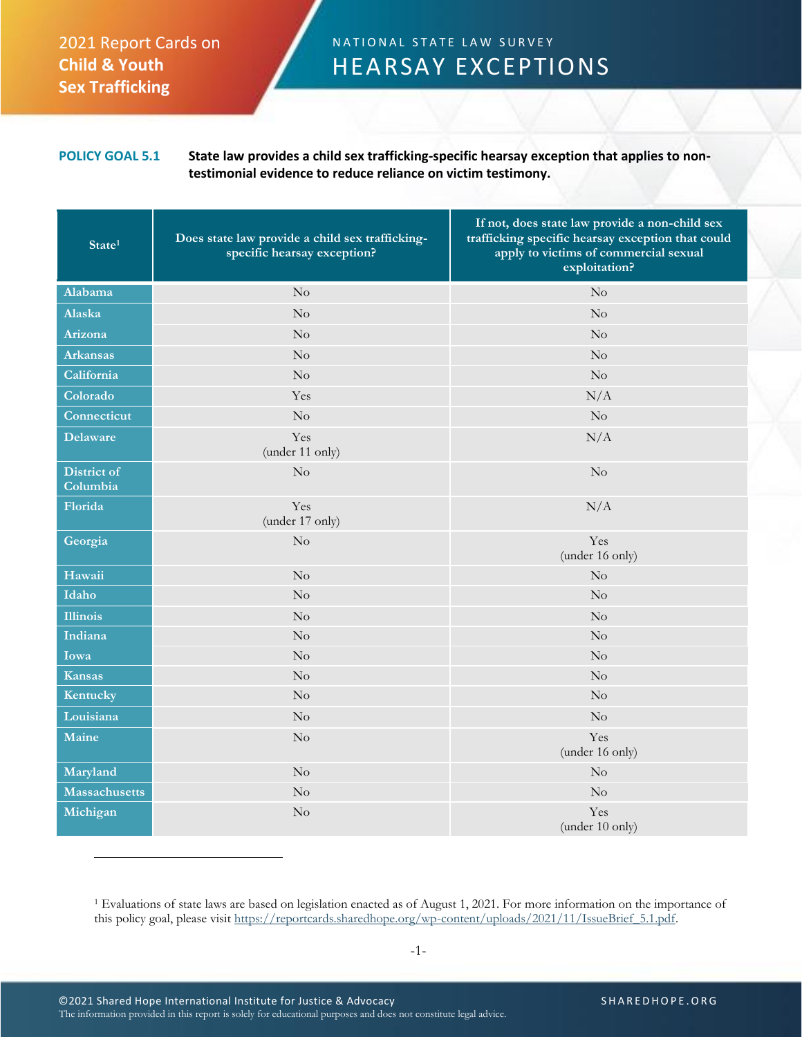2021 Report Cards on **Child & Youth Sex Trafficking**

# NATIONAL STATE LAW SURVEY
# HEARSAY EXCEPTIONS

**POLICY GOAL 5.1** **State law provides a child sex trafficking-specific hearsay exception that applies to non-testimonial evidence to reduce reliance on victim testimony.**

| State[1] | Does state law provide a child sex trafficking-specific hearsay exception? | If not, does state law provide a non-child sex trafficking specific hearsay exception that could apply to victims of commercial sexual exploitation? |
|---|---|---|
| Alabama | No | No |
| Alaska | No | No |
| Arizona | No | No |
| Arkansas | No | No |
| California | No | No |
| Colorado | Yes | N/A |
| Connecticut | No | No |
| Delaware | Yes (under 11 only) | N/A |
| District of Columbia | No | No |
| Florida | Yes (under 17 only) | N/A |
| Georgia | No | Yes (under 16 only) |
| Hawaii | No | No |
| Idaho | No | No |
| Illinois | No | No |
| Indiana | No | No |
| Iowa | No | No |
| Kansas | No | No |
| Kentucky | No | No |
| Louisiana | No | No |
| Maine | No | Yes (under 16 only) |
| Maryland | No | No |
| Massachusetts | No | No |
| Michigan | No | Yes (under 10 only) |

[1] Evaluations of state laws are based on legislation enacted as of August 1, 2021. For more information on the importance of this policy goal, please visit https://reportcards.sharedhope.org/wp-content/uploads/2021/11/IssueBrief_5.1.pdf.

©2021 Shared Hope International Institute for Justice & Advocacy
The information provided in this report is solely for educational purposes and does not constitute legal advice.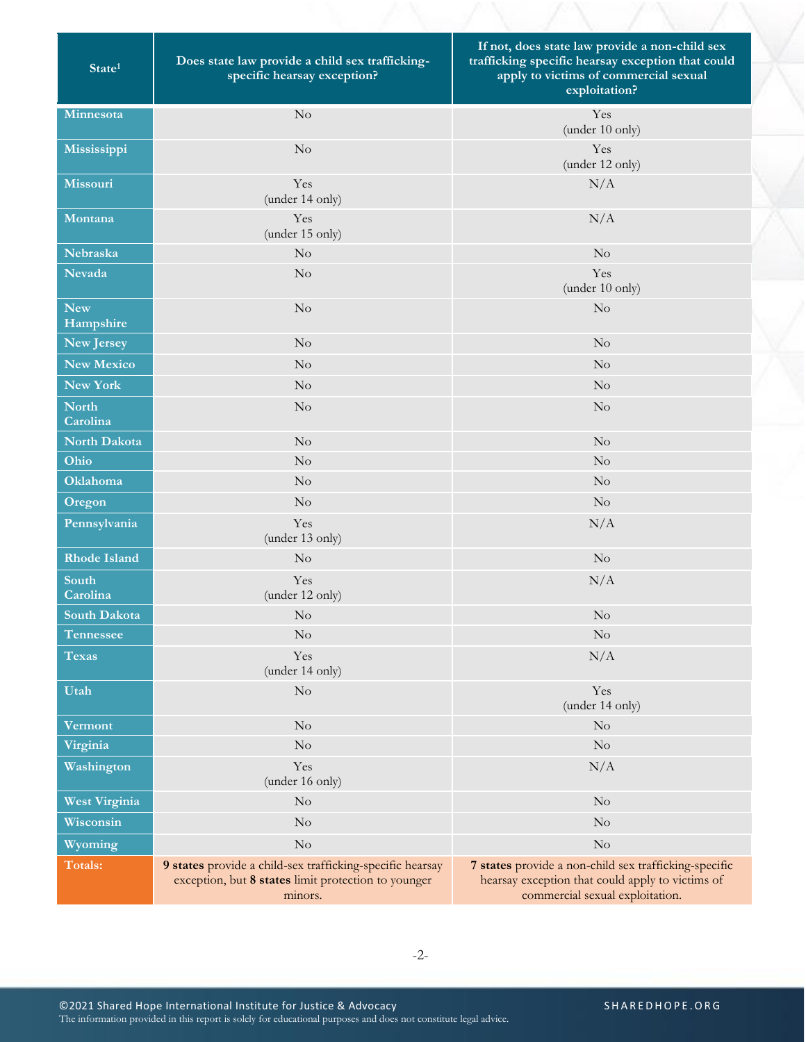| State[1] | Does state law provide a child sex trafficking-specific hearsay exception? | If not, does state law provide a non-child sex trafficking specific hearsay exception that could apply to victims of commercial sexual exploitation? |
|---|---|---|
| Minnesota | No | Yes (under 10 only) |
| Mississippi | No | Yes (under 12 only) |
| Missouri | Yes (under 14 only) | N/A |
| Montana | Yes (under 15 only) | N/A |
| Nebraska | No | No |
| Nevada | No | Yes (under 10 only) |
| New Hampshire | No | No |
| New Jersey | No | No |
| New Mexico | No | No |
| New York | No | No |
| North Carolina | No | No |
| North Dakota | No | No |
| Ohio | No | No |
| Oklahoma | No | No |
| Oregon | No | No |
| Pennsylvania | Yes (under 13 only) | N/A |
| Rhode Island | No | No |
| South Carolina | Yes (under 12 only) | N/A |
| South Dakota | No | No |
| Tennessee | No | No |
| Texas | Yes (under 14 only) | N/A |
| Utah | No | Yes (under 14 only) |
| Vermont | No | No |
| Virginia | No | No |
| Washington | Yes (under 16 only) | N/A |
| West Virginia | No | No |
| Wisconsin | No | No |
| Wyoming | No | No |
| Totals: | **9 states** provide a child-sex trafficking-specific hearsay exception, but **8 states** limit protection to younger minors. | **7 states** provide a non-child sex trafficking-specific hearsay exception that could apply to victims of commercial sexual exploitation. |

©2021 Shared Hope International Institute for Justice & Advocacy
The information provided in this report is solely for educational purposes and does not constitute legal advice.

SHAREDHOPE.ORG